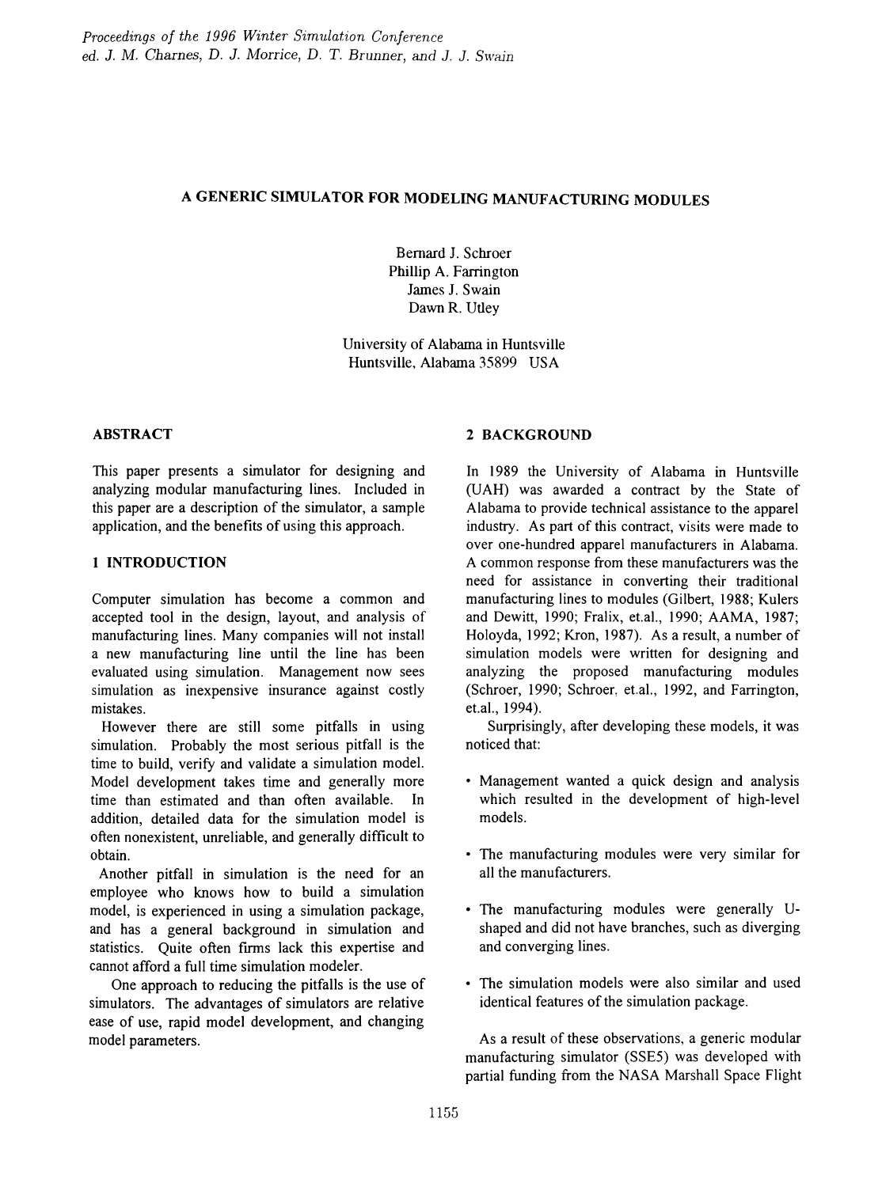# A GENERIC SIMULATOR FOR MODELING MANUFACTURING MODULES

Bernard J. Schroer
Phillip A. Farrington
James J. Swain
Dawn R. Utley

University of Alabama in Huntsville
Huntsville, Alabama 35899 USA

## ABSTRACT

This paper presents a simulator for designing and analyzing modular manufacturing lines. Included in this paper are a description of the simulator, a sample application, and the benefits of using this approach.

## 1 INTRODUCTION

Computer simulation has become a common and accepted tool in the design, layout, and analysis of manufacturing lines. Many companies will not install a new manufacturing line until the line has been evaluated using simulation. Management now sees simulation as inexpensive insurance against costly mistakes.

However there are still some pitfalls in using simulation. Probably the most serious pitfall is the time to build, verify and validate a simulation model. Model development takes time and generally more time than estimated and than often available. In addition, detailed data for the simulation model is often nonexistent, unreliable, and generally difficult to obtain.

Another pitfall in simulation is the need for an employee who knows how to build a simulation model, is experienced in using a simulation package, and has a general background in simulation and statistics. Quite often firms lack this expertise and cannot afford a full time simulation modeler.

One approach to reducing the pitfalls is the use of simulators. The advantages of simulators are relative ease of use, rapid model development, and changing model parameters.

## 2 BACKGROUND

In 1989 the University of Alabama in Huntsville (UAH) was awarded a contract by the State of Alabama to provide technical assistance to the apparel industry. As part of this contract, visits were made to over one-hundred apparel manufacturers in Alabama. A common response from these manufacturers was the need for assistance in converting their traditional manufacturing lines to modules (Gilbert, 1988; Kulers and Dewitt, 1990; Fralix, et.al., 1990; AAMA, 1987; Holoyda, 1992; Kron, 1987). As a result, a number of simulation models were written for designing and analyzing the proposed manufacturing modules (Schroer, 1990; Schroer, et.al., 1992, and Farrington, et.al., 1994).

Surprisingly, after developing these models, it was noticed that:

- Management wanted a quick design and analysis which resulted in the development of high-level models.
- The manufacturing modules were very similar for all the manufacturers.
- The manufacturing modules were generally U-shaped and did not have branches, such as diverging and converging lines.
- The simulation models were also similar and used identical features of the simulation package.

As a result of these observations, a generic modular manufacturing simulator (SSE5) was developed with partial funding from the NASA Marshall Space Flight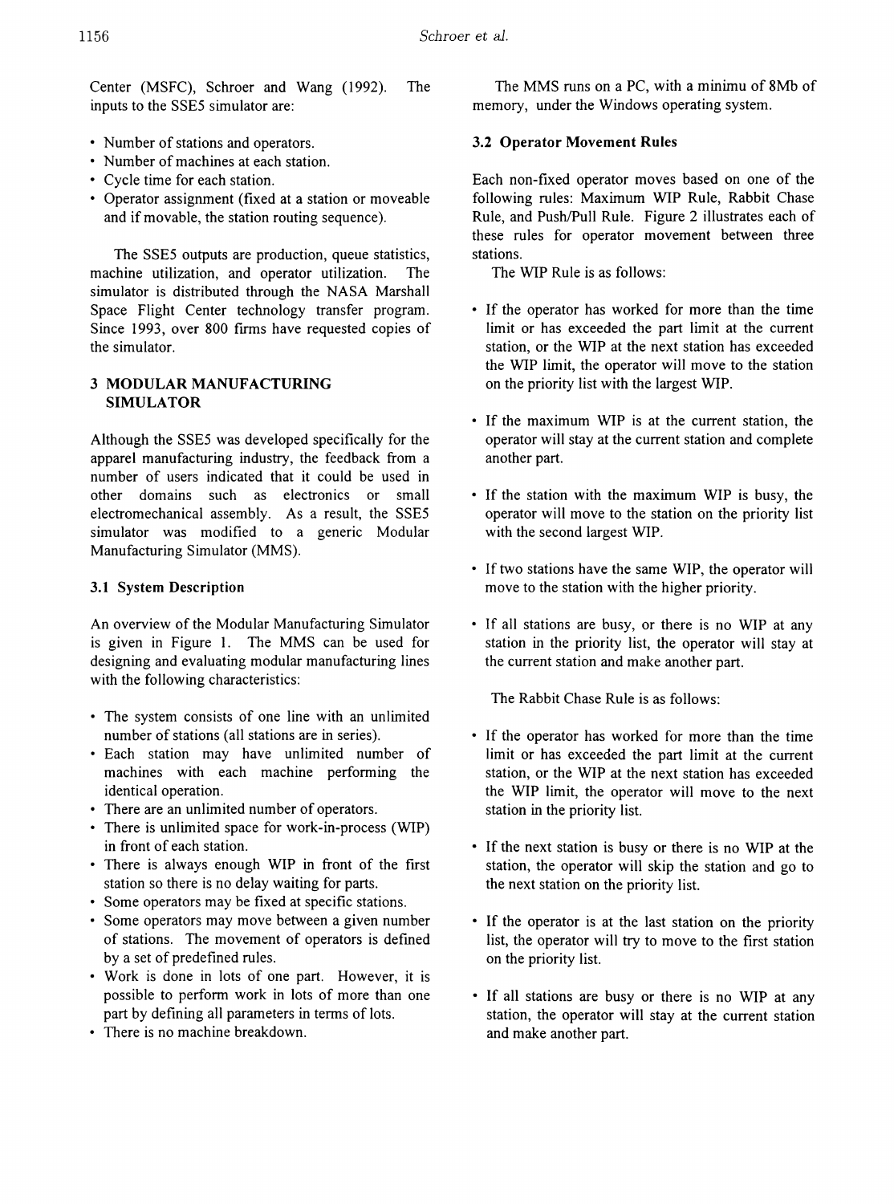Center (MSFC), Schroer and Wang (1992). The inputs to the SSE5 simulator are:

- Number of stations and operators.
- Number of machines at each station.
- Cycle time for each station.
- Operator assignment (fixed at a station or moveable and if movable, the station routing sequence).

The SSE5 outputs are production, queue statistics, machine utilization, and operator utilization. The simulator is distributed through the NASA Marshall Space Flight Center technology transfer program. Since 1993, over 800 firms have requested copies of the simulator.

## 3 MODULAR MANUFACTURING SIMULATOR

Although the SSE5 was developed specifically for the apparel manufacturing industry, the feedback from a number of users indicated that it could be used in other domains such as electronics or small electromechanical assembly. As a result, the SSE5 simulator was modified to a generic Modular Manufacturing Simulator (MMS).

### 3.1 System Description

An overview of the Modular Manufacturing Simulator is given in Figure 1. The MMS can be used for designing and evaluating modular manufacturing lines with the following characteristics:

- The system consists of one line with an unlimited number of stations (all stations are in series).
- Each station may have unlimited number of machines with each machine performing the identical operation.
- There are an unlimited number of operators.
- There is unlimited space for work-in-process (WIP) in front of each station.
- There is always enough WIP in front of the first station so there is no delay waiting for parts.
- Some operators may be fixed at specific stations.
- Some operators may move between a given number of stations. The movement of operators is defined by a set of predefined rules.
- Work is done in lots of one part. However, it is possible to perform work in lots of more than one part by defining all parameters in terms of lots.
- There is no machine breakdown.

The MMS runs on a PC, with a minimu of 8Mb of memory, under the Windows operating system.

### 3.2 Operator Movement Rules

Each non-fixed operator moves based on one of the following rules: Maximum WIP Rule, Rabbit Chase Rule, and Push/Pull Rule. Figure 2 illustrates each of these rules for operator movement between three stations.

The WIP Rule is as follows:

- If the operator has worked for more than the time limit or has exceeded the part limit at the current station, or the WIP at the next station has exceeded the WIP limit, the operator will move to the station on the priority list with the largest WIP.
- If the maximum WIP is at the current station, the operator will stay at the current station and complete another part.
- If the station with the maximum WIP is busy, the operator will move to the station on the priority list with the second largest WIP.
- If two stations have the same WIP, the operator will move to the station with the higher priority.
- If all stations are busy, or there is no WIP at any station in the priority list, the operator will stay at the current station and make another part.

The Rabbit Chase Rule is as follows:

- If the operator has worked for more than the time limit or has exceeded the part limit at the current station, or the WIP at the next station has exceeded the WIP limit, the operator will move to the next station in the priority list.
- If the next station is busy or there is no WIP at the station, the operator will skip the station and go to the next station on the priority list.
- If the operator is at the last station on the priority list, the operator will try to move to the first station on the priority list.
- If all stations are busy or there is no WIP at any station, the operator will stay at the current station and make another part.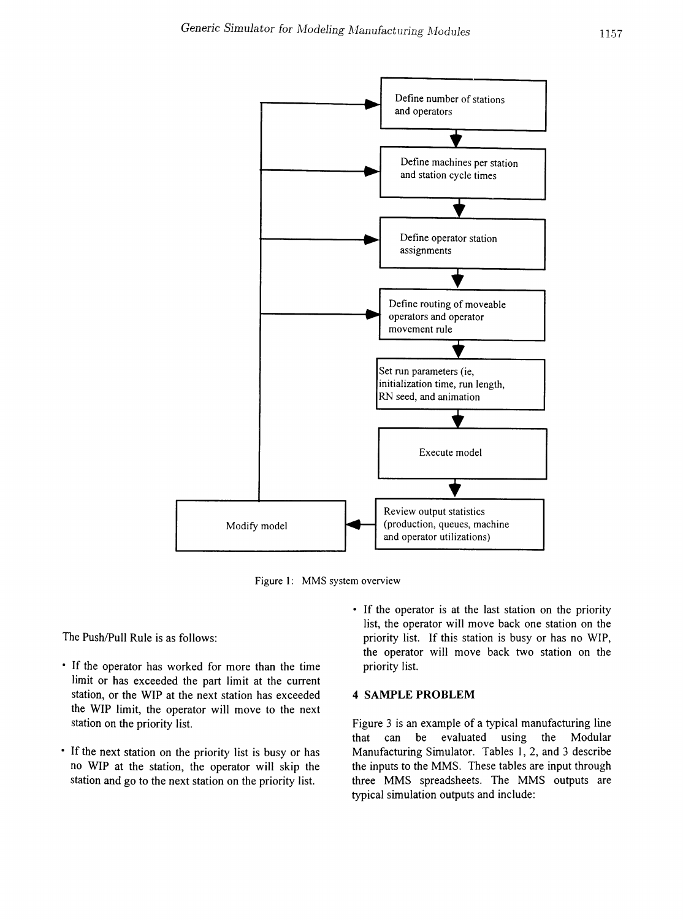Define number of stations and operators

Define machines per station and station cycle times

Define operator station assignments

Define routing of moveable operators and operator movement rule

Set run parameters (ie, initialization time, run length, RN seed, and animation

Execute model

Review output statistics (production, queues, machine and operator utilizations)

Modify model

Figure 1: MMS system overview

The Push/Pull Rule is as follows:

- If the operator has worked for more than the time limit or has exceeded the part limit at the current station, or the WIP at the next station has exceeded the WIP limit, the operator will move to the next station on the priority list.
- If the next station on the priority list is busy or has no WIP at the station, the operator will skip the station and go to the next station on the priority list.
- If the operator is at the last station on the priority list, the operator will move back one station on the priority list. If this station is busy or has no WIP, the operator will move back two station on the priority list.

## 4 SAMPLE PROBLEM

Figure 3 is an example of a typical manufacturing line that can be evaluated using the Modular Manufacturing Simulator. Tables 1, 2, and 3 describe the inputs to the MMS. These tables are input through three MMS spreadsheets. The MMS outputs are typical simulation outputs and include: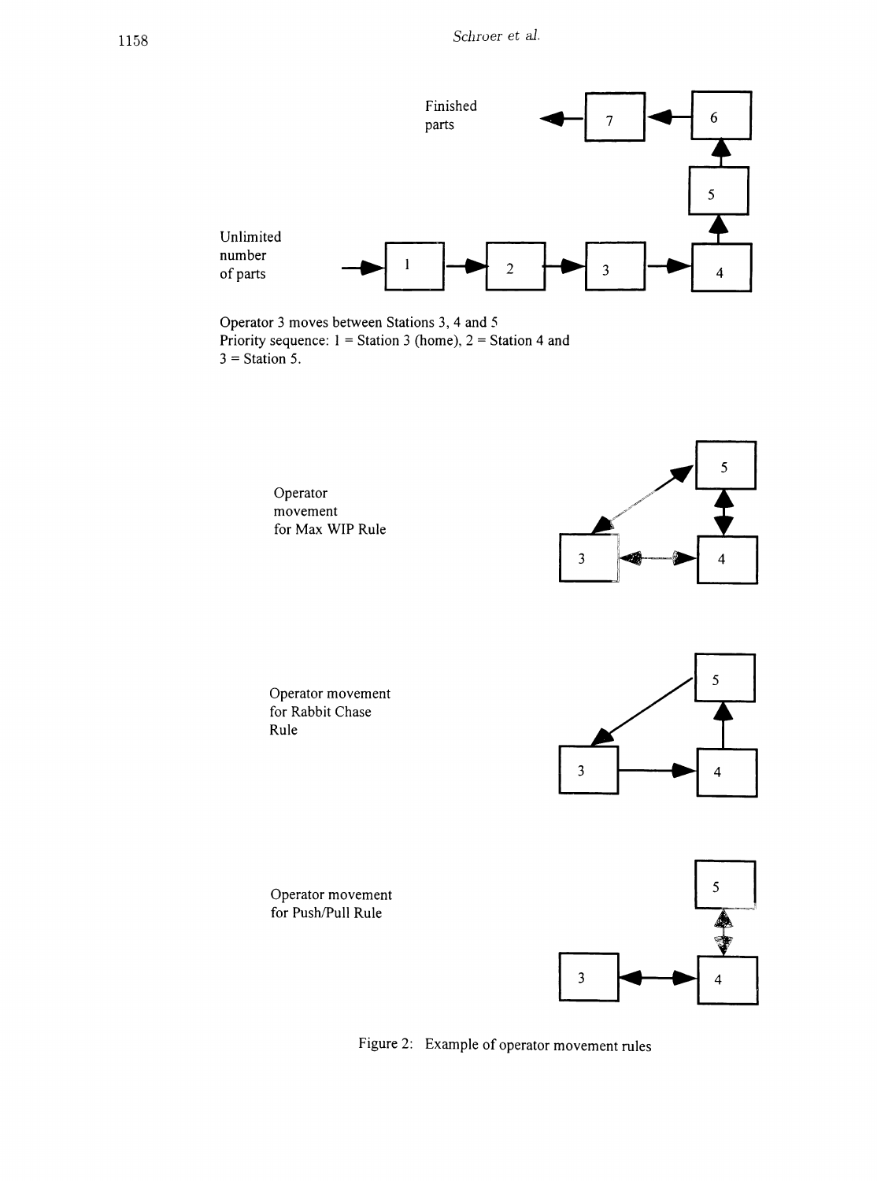Finished parts

Unlimited number of parts

Operator 3 moves between Stations 3, 4 and 5
Priority sequence: 1 = Station 3 (home), 2 = Station 4 and 3 = Station 5.

Operator movement for Max WIP Rule

Operator movement for Rabbit Chase Rule

Operator movement for Push/Pull Rule

Figure 2: Example of operator movement rules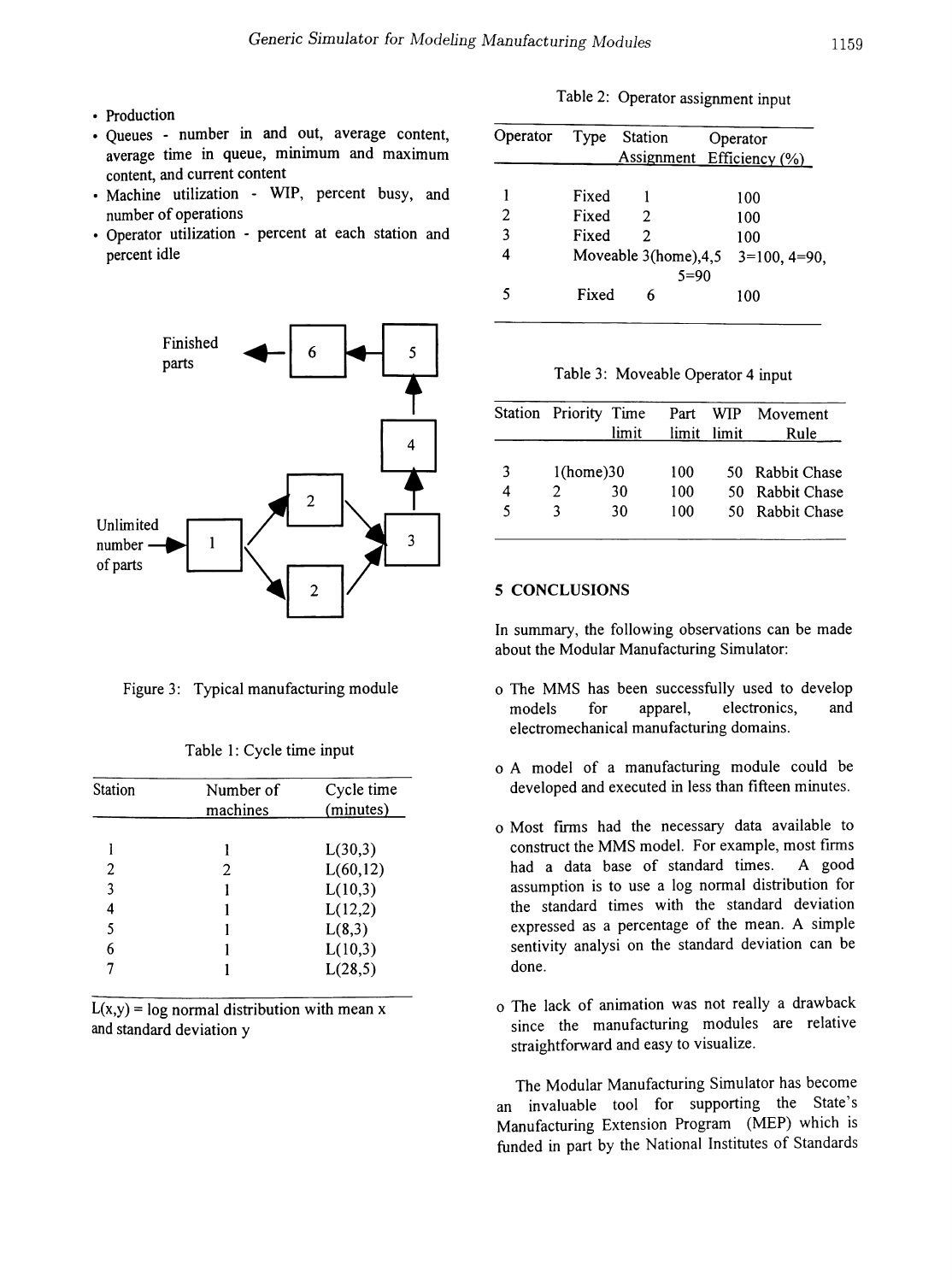- Production
- Queues - number in and out, average content, average time in queue, minimum and maximum content, and current content
- Machine utilization - WIP, percent busy, and number of operations
- Operator utilization - percent at each station and percent idle

Finished parts

Unlimited number of parts

Figure 3: Typical manufacturing module

Table 1: Cycle time input

| Station | Number of machines | Cycle time (minutes) |
|---|---|---|
| 1 | 1 | L(30,3) |
| 2 | 2 | L(60,12) |
| 3 | 1 | L(10,3) |
| 4 | 1 | L(12,2) |
| 5 | 1 | L(8,3) |
| 6 | 1 | L(10,3) |
| 7 | 1 | L(28,5) |

L(x,y) = log normal distribution with mean x and standard deviation y

Table 2: Operator assignment input

| Operator | Type | Station Assignment | Operator Efficiency (%) |
|---|---|---|---|
| 1 | Fixed | 1 | 100 |
| 2 | Fixed | 2 | 100 |
| 3 | Fixed | 2 | 100 |
| 4 | Moveable | 3(home),4,5 | 3=100, 4=90, 5=90 |
| 5 | Fixed | 6 | 100 |

Table 3: Moveable Operator 4 input

| Station | Priority | Time limit | Part limit | WIP limit | Movement Rule |
|---|---|---|---|---|---|
| 3 | 1(home) | 30 | 100 | 50 | Rabbit Chase |
| 4 | 2 | 30 | 100 | 50 | Rabbit Chase |
| 5 | 3 | 30 | 100 | 50 | Rabbit Chase |

## 5 CONCLUSIONS

In summary, the following observations can be made about the Modular Manufacturing Simulator:

- The MMS has been successfully used to develop models for apparel, electronics, and electromechanical manufacturing domains.
- A model of a manufacturing module could be developed and executed in less than fifteen minutes.
- Most firms had the necessary data available to construct the MMS model. For example, most firms had a data base of standard times. A good assumption is to use a log normal distribution for the standard times with the standard deviation expressed as a percentage of the mean. A simple sentivity analysi on the standard deviation can be done.
- The lack of animation was not really a drawback since the manufacturing modules are relative straightforward and easy to visualize.

The Modular Manufacturing Simulator has become an invaluable tool for supporting the State's Manufacturing Extension Program (MEP) which is funded in part by the National Institutes of Standards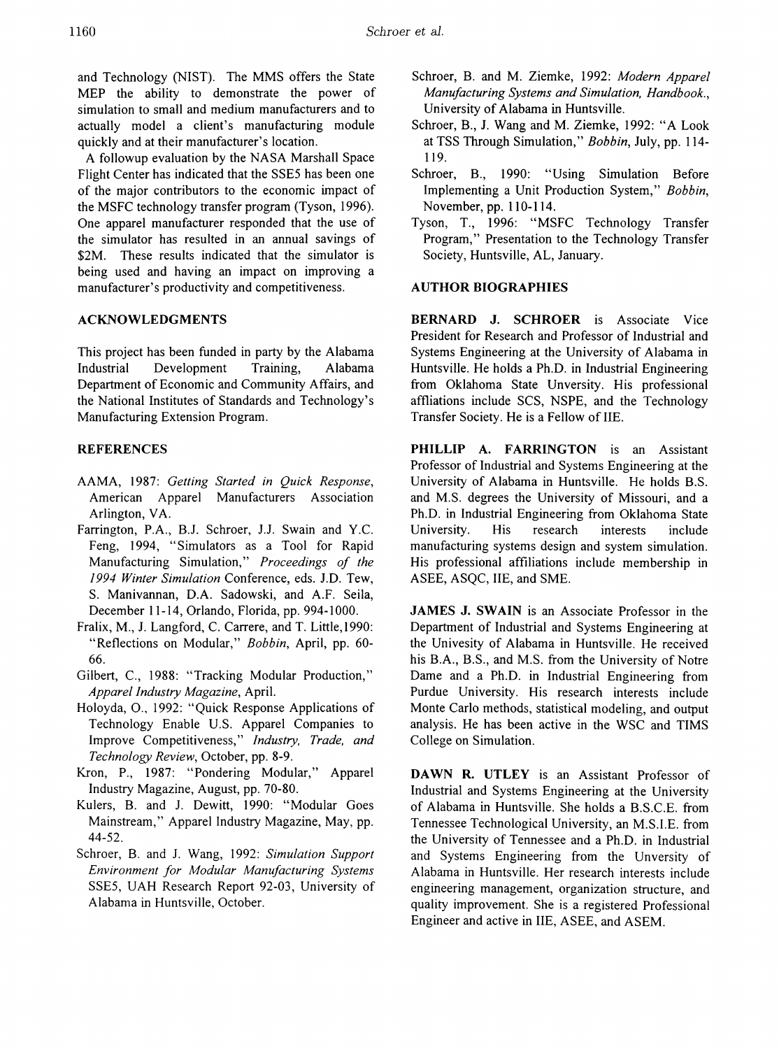and Technology (NIST). The MMS offers the State MEP the ability to demonstrate the power of simulation to small and medium manufacturers and to actually model a client's manufacturing module quickly and at their manufacturer's location.

A followup evaluation by the NASA Marshall Space Flight Center has indicated that the SSE5 has been one of the major contributors to the economic impact of the MSFC technology transfer program (Tyson, 1996). One apparel manufacturer responded that the use of the simulator has resulted in an annual savings of $2M. These results indicated that the simulator is being used and having an impact on improving a manufacturer's productivity and competitiveness.

## ACKNOWLEDGMENTS

This project has been funded in party by the Alabama Industrial Development Training, Alabama Department of Economic and Community Affairs, and the National Institutes of Standards and Technology's Manufacturing Extension Program.

## REFERENCES

AAMA, 1987: *Getting Started in Quick Response*, American Apparel Manufacturers Association Arlington, VA.

Farrington, P.A., B.J. Schroer, J.J. Swain and Y.C. Feng, 1994, "Simulators as a Tool for Rapid Manufacturing Simulation," *Proceedings of the 1994 Winter Simulation* Conference, eds. J.D. Tew, S. Manivannan, D.A. Sadowski, and A.F. Seila, December 11-14, Orlando, Florida, pp. 994-1000.

Fralix, M., J. Langford, C. Carrere, and T. Little,1990: "Reflections on Modular," *Bobbin*, April, pp. 60-66.

Gilbert, C., 1988: "Tracking Modular Production," *Apparel Industry Magazine*, April.

Holoyda, O., 1992: "Quick Response Applications of Technology Enable U.S. Apparel Companies to Improve Competitiveness," *Industry, Trade, and Technology Review*, October, pp. 8-9.

Kron, P., 1987: "Pondering Modular," Apparel Industry Magazine, August, pp. 70-80.

Kulers, B. and J. Dewitt, 1990: "Modular Goes Mainstream," Apparel Industry Magazine, May, pp. 44-52.

Schroer, B. and J. Wang, 1992: *Simulation Support Environment for Modular Manufacturing Systems* SSE5, UAH Research Report 92-03, University of Alabama in Huntsville, October.

Schroer, B. and M. Ziemke, 1992: *Modern Apparel Manufacturing Systems and Simulation, Handbook.*, University of Alabama in Huntsville.

Schroer, B., J. Wang and M. Ziemke, 1992: "A Look at TSS Through Simulation," *Bobbin*, July, pp. 114-119.

Schroer, B., 1990: "Using Simulation Before Implementing a Unit Production System," *Bobbin*, November, pp. 110-114.

Tyson, T., 1996: "MSFC Technology Transfer Program," Presentation to the Technology Transfer Society, Huntsville, AL, January.

## AUTHOR BIOGRAPHIES

**BERNARD J. SCHROER** is Associate Vice President for Research and Professor of Industrial and Systems Engineering at the University of Alabama in Huntsville. He holds a Ph.D. in Industrial Engineering from Oklahoma State Unversity. His professional affliations include SCS, NSPE, and the Technology Transfer Society. He is a Fellow of IIE.

**PHILLIP A. FARRINGTON** is an Assistant Professor of Industrial and Systems Engineering at the University of Alabama in Huntsville. He holds B.S. and M.S. degrees the University of Missouri, and a Ph.D. in Industrial Engineering from Oklahoma State University. His research interests include manufacturing systems design and system simulation. His professional affiliations include membership in ASEE, ASQC, IIE, and SME.

**JAMES J. SWAIN** is an Associate Professor in the Department of Industrial and Systems Engineering at the Univesity of Alabama in Huntsville. He received his B.A., B.S., and M.S. from the University of Notre Dame and a Ph.D. in Industrial Engineering from Purdue University. His research interests include Monte Carlo methods, statistical modeling, and output analysis. He has been active in the WSC and TIMS College on Simulation.

**DAWN R. UTLEY** is an Assistant Professor of Industrial and Systems Engineering at the University of Alabama in Huntsville. She holds a B.S.C.E. from Tennessee Technological University, an M.S.I.E. from the University of Tennessee and a Ph.D. in Industrial and Systems Engineering from the Unversity of Alabama in Huntsville. Her research interests include engineering management, organization structure, and quality improvement. She is a registered Professional Engineer and active in IIE, ASEE, and ASEM.